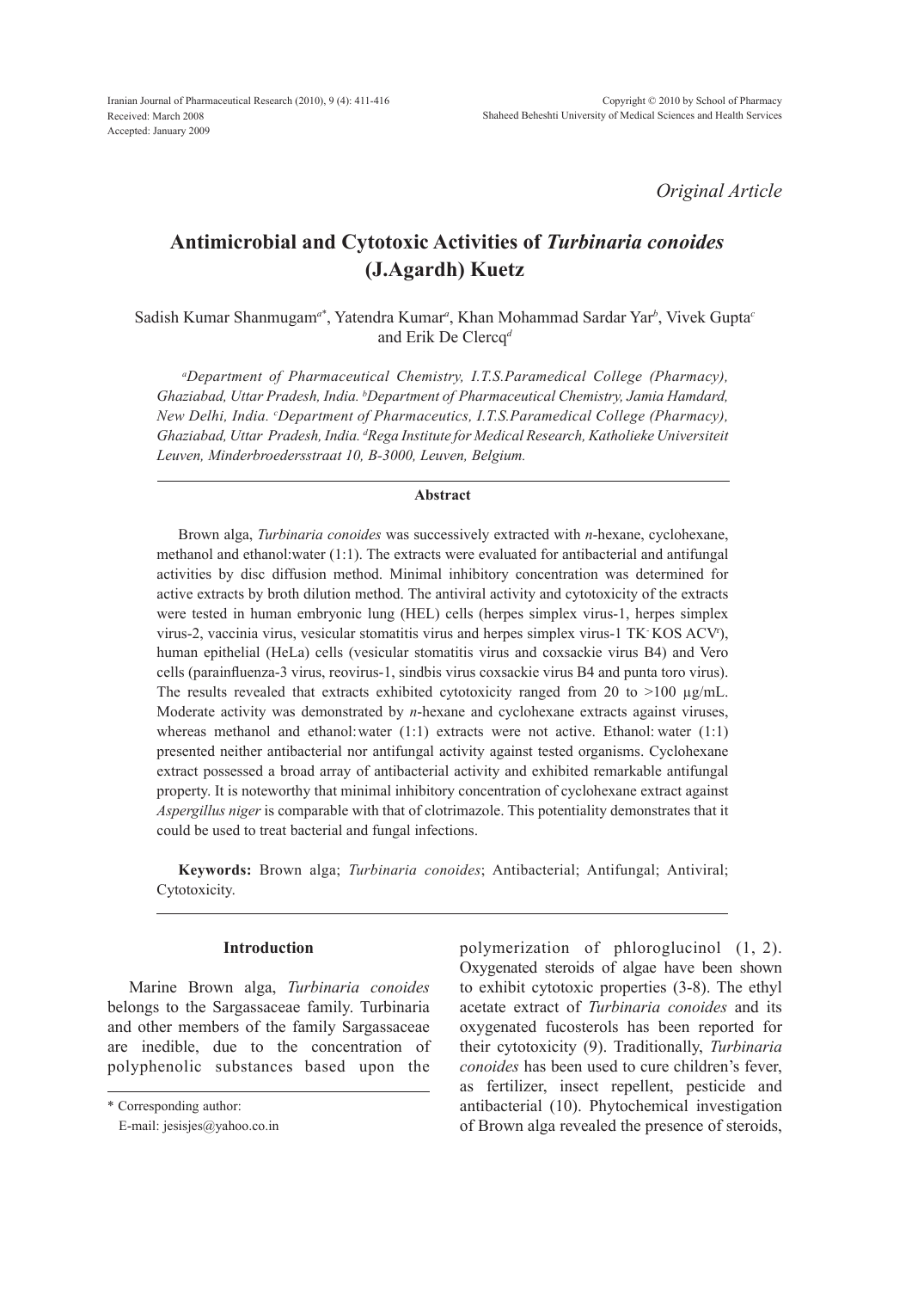*Original Article*

# Antimicrobial and Cytotoxic Activities of *Turbinaria conoides* (J.Agardh) Kuetz

Sadish Kumar Shanmugam[a*], Yatendra Kumar[a], Khan Mohammad Sardar Yar[b], Vivek Gupta[c] and Erik De Clercq[d]

*[a]Department of Pharmaceutical Chemistry, I.T.S.Paramedical College (Pharmacy), Ghaziabad, Uttar Pradesh, India. [b]Department of Pharmaceutical Chemistry, Jamia Hamdard, New Delhi, India. [c]Department of Pharmaceutics, I.T.S.Paramedical College (Pharmacy), Ghaziabad, Uttar Pradesh, India. [d]Rega Institute for Medical Research, Katholieke Universiteit Leuven, Minderbroedersstraat 10, B-3000, Leuven, Belgium.*

## Abstract

Brown alga, *Turbinaria conoides* was successively extracted with *n*-hexane, cyclohexane, methanol and ethanol:water (1:1). The extracts were evaluated for antibacterial and antifungal activities by disc diffusion method. Minimal inhibitory concentration was determined for active extracts by broth dilution method. The antiviral activity and cytotoxicity of the extracts were tested in human embryonic lung (HEL) cells (herpes simplex virus-1, herpes simplex virus-2, vaccinia virus, vesicular stomatitis virus and herpes simplex virus-1 $TK^-$ KOS $ACV^r$), human epithelial (HeLa) cells (vesicular stomatitis virus and coxsackie virus B4) and Vero cells (parainfluenza-3 virus, reovirus-1, sindbis virus coxsackie virus B4 and punta toro virus). The results revealed that extracts exhibited cytotoxicity ranged from 20 to >100 µg/mL. Moderate activity was demonstrated by *n*-hexane and cyclohexane extracts against viruses, whereas methanol and ethanol:water (1:1) extracts were not active. Ethanol: water (1:1) presented neither antibacterial nor antifungal activity against tested organisms. Cyclohexane extract possessed a broad array of antibacterial activity and exhibited remarkable antifungal property. It is noteworthy that minimal inhibitory concentration of cyclohexane extract against *Aspergillus niger* is comparable with that of clotrimazole. This potentiality demonstrates that it could be used to treat bacterial and fungal infections.

**Keywords:** Brown alga; *Turbinaria conoides*; Antibacterial; Antifungal; Antiviral; Cytotoxicity.

## Introduction

Marine Brown alga, *Turbinaria conoides* belongs to the Sargassaceae family. Turbinaria and other members of the family Sargassaceae are inedible, due to the concentration of polyphenolic substances based upon the polymerization of phloroglucinol (1, 2). Oxygenated steroids of algae have been shown to exhibit cytotoxic properties (3-8). The ethyl acetate extract of *Turbinaria conoides* and its oxygenated fucosterols has been reported for their cytotoxicity (9). Traditionally, *Turbinaria conoides* has been used to cure children's fever, as fertilizer, insect repellent, pesticide and antibacterial (10). Phytochemical investigation of Brown alga revealed the presence of steroids,

\* Corresponding author:
E-mail: jesisjes@yahoo.co.in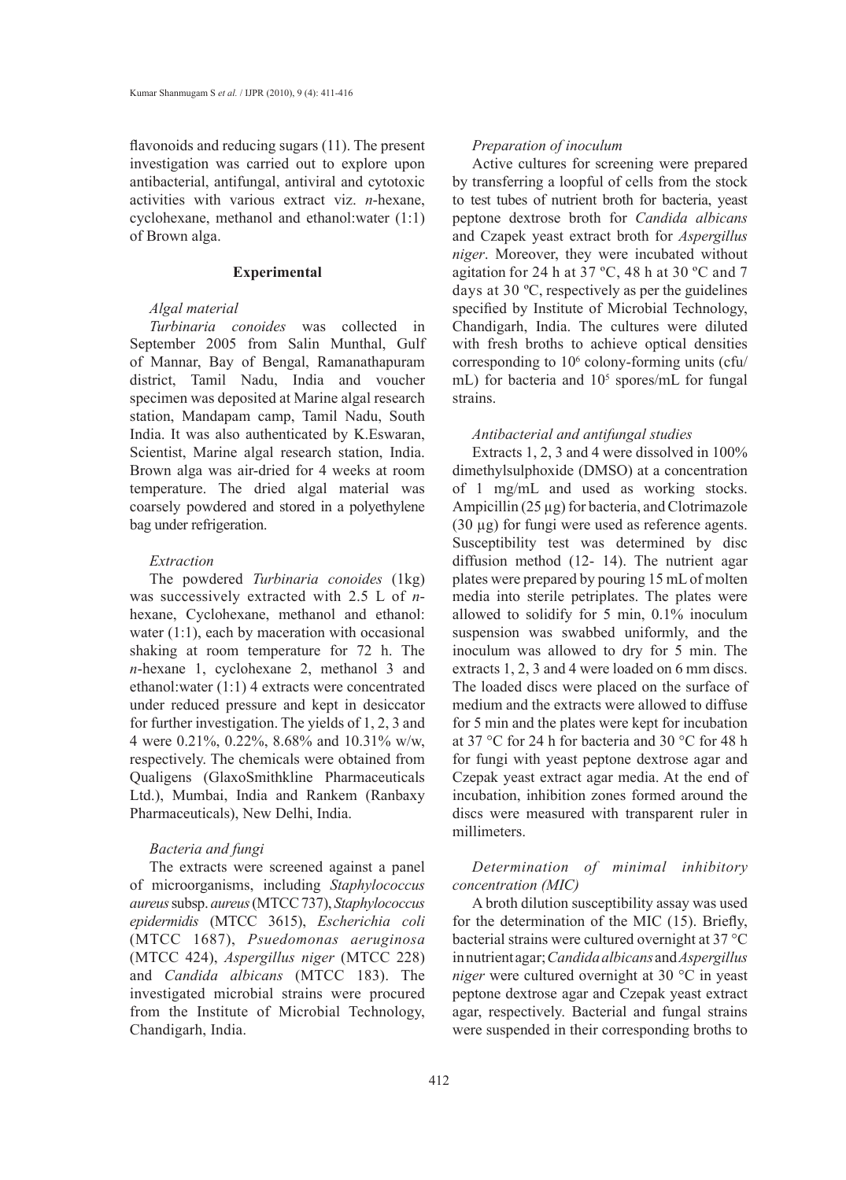flavonoids and reducing sugars (11). The present investigation was carried out to explore upon antibacterial, antifungal, antiviral and cytotoxic activities with various extract viz. *n*-hexane, cyclohexane, methanol and ethanol:water (1:1) of Brown alga.

## Experimental

### *Algal material*

*Turbinaria conoides* was collected in September 2005 from Salin Munthal, Gulf of Mannar, Bay of Bengal, Ramanathapuram district, Tamil Nadu, India and voucher specimen was deposited at Marine algal research station, Mandapam camp, Tamil Nadu, South India. It was also authenticated by K.Eswaran, Scientist, Marine algal research station, India. Brown alga was air-dried for 4 weeks at room temperature. The dried algal material was coarsely powdered and stored in a polyethylene bag under refrigeration.

### *Extraction*

The powdered *Turbinaria conoides* (1kg) was successively extracted with 2.5 L of *n*-hexane, Cyclohexane, methanol and ethanol: water (1:1), each by maceration with occasional shaking at room temperature for 72 h. The *n*-hexane 1, cyclohexane 2, methanol 3 and ethanol:water (1:1) 4 extracts were concentrated under reduced pressure and kept in desiccator for further investigation. The yields of 1, 2, 3 and 4 were 0.21%, 0.22%, 8.68% and 10.31% w/w, respectively. The chemicals were obtained from Qualigens (GlaxoSmithkline Pharmaceuticals Ltd.), Mumbai, India and Rankem (Ranbaxy Pharmaceuticals), New Delhi, India.

### *Bacteria and fungi*

The extracts were screened against a panel of microorganisms, including *Staphylococcus aureus* subsp. *aureus* (MTCC 737), *Staphylococcus epidermidis* (MTCC 3615), *Escherichia coli* (MTCC 1687), *Psuedomonas aeruginosa* (MTCC 424), *Aspergillus niger* (MTCC 228) and *Candida albicans* (MTCC 183). The investigated microbial strains were procured from the Institute of Microbial Technology, Chandigarh, India.

### *Preparation of inoculum*

Active cultures for screening were prepared by transferring a loopful of cells from the stock to test tubes of nutrient broth for bacteria, yeast peptone dextrose broth for *Candida albicans* and Czapek yeast extract broth for *Aspergillus niger*. Moreover, they were incubated without agitation for 24 h at 37 ºC, 48 h at 30 ºC and 7 days at 30 ºC, respectively as per the guidelines specified by Institute of Microbial Technology, Chandigarh, India. The cultures were diluted with fresh broths to achieve optical densities corresponding to $10^6$ colony-forming units (cfu/mL) for bacteria and $10^5$ spores/mL for fungal strains.

### *Antibacterial and antifungal studies*

Extracts 1, 2, 3 and 4 were dissolved in 100% dimethylsulphoxide (DMSO) at a concentration of 1 mg/mL and used as working stocks. Ampicillin (25 µg) for bacteria, and Clotrimazole (30 µg) for fungi were used as reference agents. Susceptibility test was determined by disc diffusion method (12- 14). The nutrient agar plates were prepared by pouring 15 mL of molten media into sterile petriplates. The plates were allowed to solidify for 5 min, 0.1% inoculum suspension was swabbed uniformly, and the inoculum was allowed to dry for 5 min. The extracts 1, 2, 3 and 4 were loaded on 6 mm discs. The loaded discs were placed on the surface of medium and the extracts were allowed to diffuse for 5 min and the plates were kept for incubation at 37 °C for 24 h for bacteria and 30 °C for 48 h for fungi with yeast peptone dextrose agar and Czepak yeast extract agar media. At the end of incubation, inhibition zones formed around the discs were measured with transparent ruler in millimeters.

### *Determination of minimal inhibitory concentration (MIC)*

A broth dilution susceptibility assay was used for the determination of the MIC (15). Briefly, bacterial strains were cultured overnight at 37 °C in nutrient agar; *Candida albicans* and *Aspergillus niger* were cultured overnight at 30 °C in yeast peptone dextrose agar and Czepak yeast extract agar, respectively. Bacterial and fungal strains were suspended in their corresponding broths to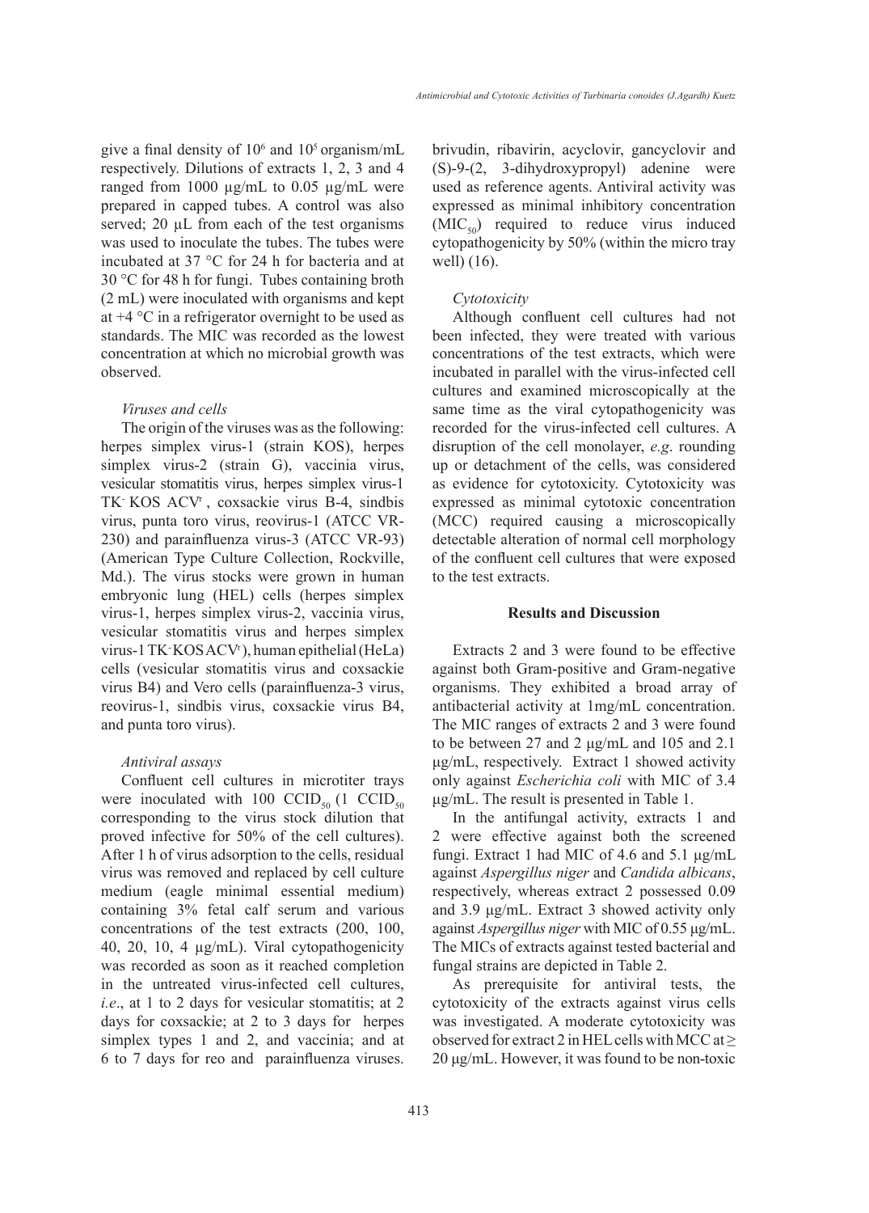give a final density of $10^6$ and $10^5$ organism/mL respectively. Dilutions of extracts 1, 2, 3 and 4 ranged from 1000 µg/mL to 0.05 µg/mL were prepared in capped tubes. A control was also served; 20 µL from each of the test organisms was used to inoculate the tubes. The tubes were incubated at 37 °C for 24 h for bacteria and at 30 °C for 48 h for fungi. Tubes containing broth (2 mL) were inoculated with organisms and kept at +4 °C in a refrigerator overnight to be used as standards. The MIC was recorded as the lowest concentration at which no microbial growth was observed.

### *Viruses and cells*

The origin of the viruses was as the following: herpes simplex virus-1 (strain KOS), herpes simplex virus-2 (strain G), vaccinia virus, vesicular stomatitis virus, herpes simplex virus-1 $TK^-$ KOS $ACV^r$ , coxsackie virus B-4, sindbis virus, punta toro virus, reovirus-1 (ATCC VR-230) and parainfluenza virus-3 (ATCC VR-93) (American Type Culture Collection, Rockville, Md.). The virus stocks were grown in human embryonic lung (HEL) cells (herpes simplex virus-1, herpes simplex virus-2, vaccinia virus, vesicular stomatitis virus and herpes simplex virus-1 $TK^-$ KOS $ACV^r$), human epithelial (HeLa) cells (vesicular stomatitis virus and coxsackie virus B4) and Vero cells (parainfluenza-3 virus, reovirus-1, sindbis virus, coxsackie virus B4, and punta toro virus).

### *Antiviral assays*

Confluent cell cultures in microtiter trays were inoculated with 100 $CCID_{50}$ (1 $CCID_{50}$ corresponding to the virus stock dilution that proved infective for 50% of the cell cultures). After 1 h of virus adsorption to the cells, residual virus was removed and replaced by cell culture medium (eagle minimal essential medium) containing 3% fetal calf serum and various concentrations of the test extracts (200, 100, 40, 20, 10, 4 µg/mL). Viral cytopathogenicity was recorded as soon as it reached completion in the untreated virus-infected cell cultures, *i.e*., at 1 to 2 days for vesicular stomatitis; at 2 days for coxsackie; at 2 to 3 days for herpes simplex types 1 and 2, and vaccinia; and at 6 to 7 days for reo and parainfluenza viruses. brivudin, ribavirin, acyclovir, gancyclovir and (S)-9-(2, 3-dihydroxypropyl) adenine were used as reference agents. Antiviral activity was expressed as minimal inhibitory concentration ($MIC_{50}$) required to reduce virus induced cytopathogenicity by 50% (within the micro tray well) (16).

### *Cytotoxicity*

Although confluent cell cultures had not been infected, they were treated with various concentrations of the test extracts, which were incubated in parallel with the virus-infected cell cultures and examined microscopically at the same time as the viral cytopathogenicity was recorded for the virus-infected cell cultures. A disruption of the cell monolayer, *e.g*. rounding up or detachment of the cells, was considered as evidence for cytotoxicity. Cytotoxicity was expressed as minimal cytotoxic concentration (MCC) required causing a microscopically detectable alteration of normal cell morphology of the confluent cell cultures that were exposed to the test extracts.

## Results and Discussion

Extracts 2 and 3 were found to be effective against both Gram-positive and Gram-negative organisms. They exhibited a broad array of antibacterial activity at 1mg/mL concentration. The MIC ranges of extracts 2 and 3 were found to be between 27 and 2 µg/mL and 105 and 2.1 µg/mL, respectively. Extract 1 showed activity only against *Escherichia coli* with MIC of 3.4 µg/mL. The result is presented in Table 1.

In the antifungal activity, extracts 1 and 2 were effective against both the screened fungi. Extract 1 had MIC of 4.6 and 5.1 µg/mL against *Aspergillus niger* and *Candida albicans*, respectively, whereas extract 2 possessed 0.09 and 3.9 µg/mL. Extract 3 showed activity only against *Aspergillus niger* with MIC of 0.55 µg/mL. The MICs of extracts against tested bacterial and fungal strains are depicted in Table 2.

As prerequisite for antiviral tests, the cytotoxicity of the extracts against virus cells was investigated. A moderate cytotoxicity was observed for extract 2 in HEL cells with MCC at ≥ 20 µg/mL. However, it was found to be non-toxic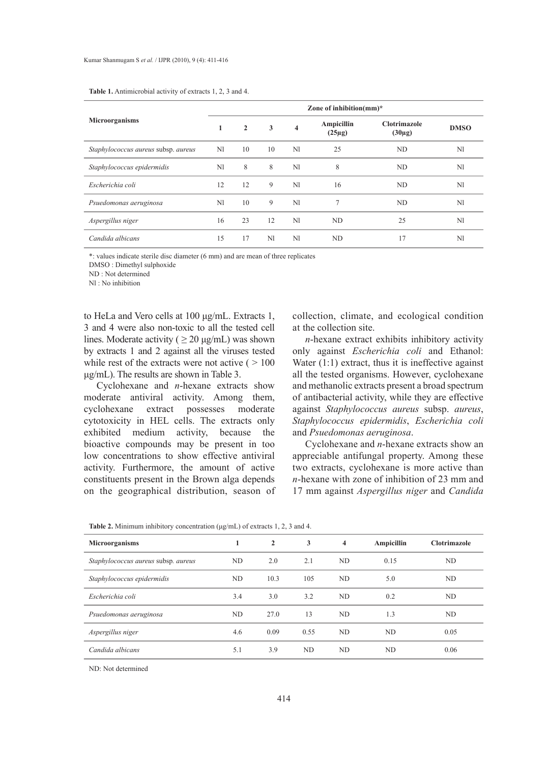**Table 1.** Antimicrobial activity of extracts 1, 2, 3 and 4.

| Microorganisms | Zone of inhibition(mm)* | | | | | | |
|---|---|---|---|---|---|---|---|
| | 1 | 2 | 3 | 4 | Ampicillin (25µg) | Clotrimazole (30µg) | DMSO |
| *Staphylococcus aureus* subsp. *aureus* | NI | 10 | 10 | NI | 25 | ND | NI |
| *Staphylococcus epidermidis* | NI | 8 | 8 | NI | 8 | ND | NI |
| *Escherichia coli* | 12 | 12 | 9 | NI | 16 | ND | NI |
| *Psuedomonas aeruginosa* | NI | 10 | 9 | NI | 7 | ND | NI |
| *Aspergillus niger* | 16 | 23 | 12 | NI | ND | 25 | NI |
| *Candida albicans* | 15 | 17 | NI | NI | ND | 17 | NI |

*: values indicate sterile disc diameter (6 mm) and are mean of three replicates

DMSO : Dimethyl sulphoxide

ND : Not determined

NI : No inhibition

to HeLa and Vero cells at 100 µg/mL. Extracts 1, 3 and 4 were also non-toxic to all the tested cell lines. Moderate activity ( ≥ 20 µg/mL) was shown by extracts 1 and 2 against all the viruses tested while rest of the extracts were not active ( > 100 µg/mL). The results are shown in Table 3.

Cyclohexane and *n*-hexane extracts show moderate antiviral activity. Among them, cyclohexane extract possesses moderate cytotoxicity in HEL cells. The extracts only exhibited medium activity, because the bioactive compounds may be present in too low concentrations to show effective antiviral activity. Furthermore, the amount of active constituents present in the Brown alga depends on the geographical distribution, season of collection, climate, and ecological condition at the collection site.

*n*-hexane extract exhibits inhibitory activity only against *Escherichia coli* and Ethanol: Water (1:1) extract, thus it is ineffective against all the tested organisms. However, cyclohexane and methanolic extracts present a broad spectrum of antibacterial activity, while they are effective against *Staphylococcus aureus* subsp. *aureus*, *Staphylococcus epidermidis*, *Escherichia coli* and *Psuedomonas aeruginosa*.

Cyclohexane and *n*-hexane extracts show an appreciable antifungal property. Among these two extracts, cyclohexane is more active than *n*-hexane with zone of inhibition of 23 mm and 17 mm against *Aspergillus niger* and *Candida*

**Table 2.** Minimum inhibitory concentration (µg/mL) of extracts 1, 2, 3 and 4.

| Microorganisms | 1 | 2 | 3 | 4 | Ampicillin | Clotrimazole |
|---|---|---|---|---|---|---|
| *Staphylococcus aureus* subsp. *aureus* | ND | 2.0 | 2.1 | ND | 0.15 | ND |
| *Staphylococcus epidermidis* | ND | 10.3 | 105 | ND | 5.0 | ND |
| *Escherichia coli* | 3.4 | 3.0 | 3.2 | ND | 0.2 | ND |
| *Psuedomonas aeruginosa* | ND | 27.0 | 13 | ND | 1.3 | ND |
| *Aspergillus niger* | 4.6 | 0.09 | 0.55 | ND | ND | 0.05 |
| *Candida albicans* | 5.1 | 3.9 | ND | ND | ND | 0.06 |

ND: Not determined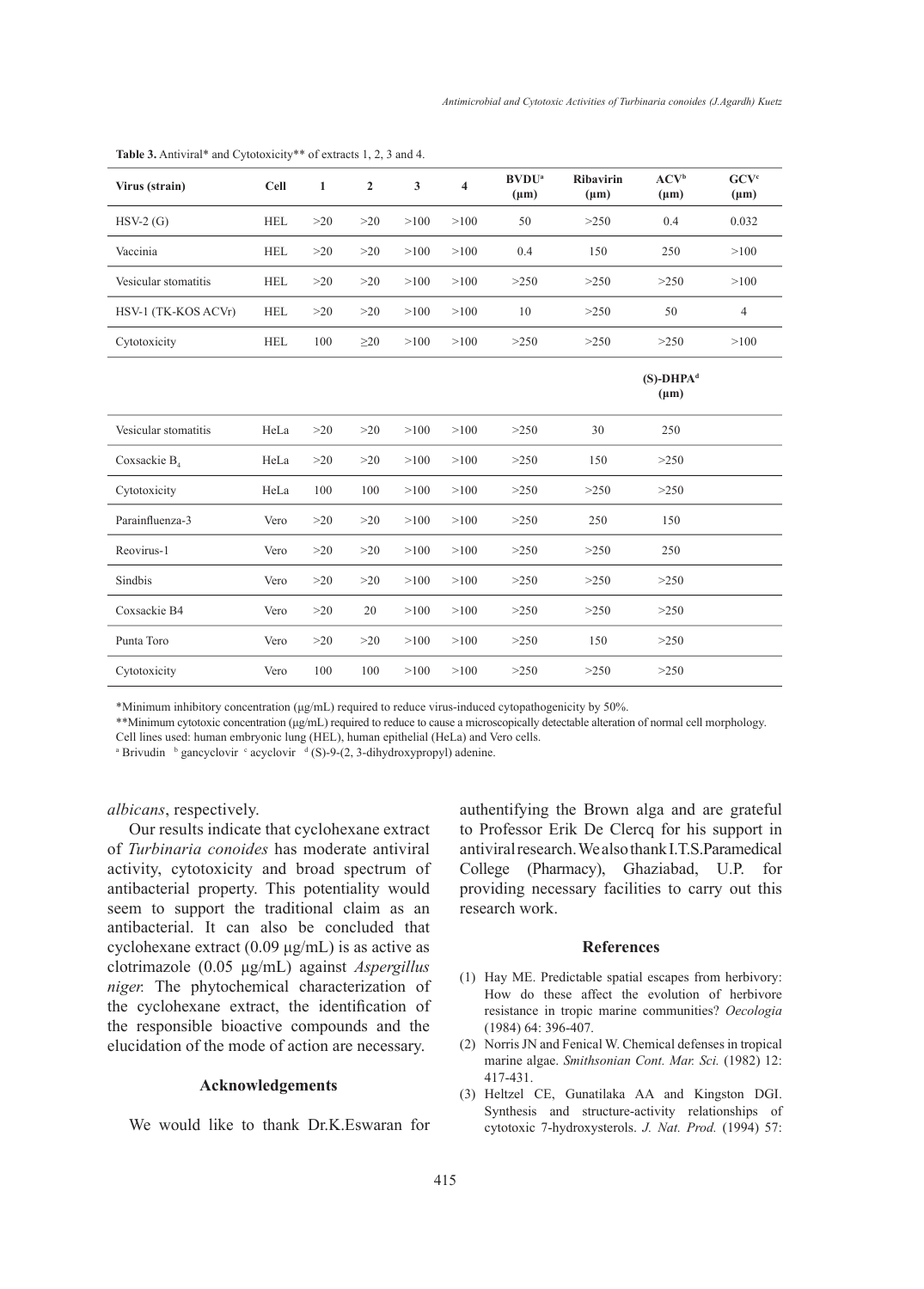**Table 3.** Antiviral* and Cytotoxicity** of extracts 1, 2, 3 and 4.

| Virus (strain) | Cell | 1 | 2 | 3 | 4 | BVDU[a] (μm) | Ribavirin (μm) | ACV[b] (μm) | GCV[c] (μm) |
|---|---|---|---|---|---|---|---|---|---|
| HSV-2 (G) | HEL | >20 | >20 | >100 | >100 | 50 | >250 | 0.4 | 0.032 |
| Vaccinia | HEL | >20 | >20 | >100 | >100 | 0.4 | 150 | 250 | >100 |
| Vesicular stomatitis | HEL | >20 | >20 | >100 | >100 | >250 | >250 | >250 | >100 |
| HSV-1 (TK-KOS ACVr) | HEL | >20 | >20 | >100 | >100 | 10 | >250 | 50 | 4 |
| Cytotoxicity | HEL | 100 | ≥20 | >100 | >100 | >250 | >250 | >250 | >100 |
| | | | | | | | | (S)-DHPA[d] (μm) | |
| Vesicular stomatitis | HeLa | >20 | >20 | >100 | >100 | >250 | 30 | 250 | |
| Coxsackie $B_4$ | HeLa | >20 | >20 | >100 | >100 | >250 | 150 | >250 | |
| Cytotoxicity | HeLa | 100 | 100 | >100 | >100 | >250 | >250 | >250 | |
| Parainfluenza-3 | Vero | >20 | >20 | >100 | >100 | >250 | 250 | 150 | |
| Reovirus-1 | Vero | >20 | >20 | >100 | >100 | >250 | >250 | 250 | |
| Sindbis | Vero | >20 | >20 | >100 | >100 | >250 | >250 | >250 | |
| Coxsackie B4 | Vero | >20 | 20 | >100 | >100 | >250 | >250 | >250 | |
| Punta Toro | Vero | >20 | >20 | >100 | >100 | >250 | 150 | >250 | |
| Cytotoxicity | Vero | 100 | 100 | >100 | >100 | >250 | >250 | >250 | |

*Minimum inhibitory concentration (μg/mL) required to reduce virus-induced cytopathogenicity by 50%.

**Minimum cytotoxic concentration (μg/mL) required to reduce to cause a microscopically detectable alteration of normal cell morphology.

Cell lines used: human embryonic lung (HEL), human epithelial (HeLa) and Vero cells.

[a] Brivudin [b] gancyclovir [c] acyclovir [d] (S)-9-(2, 3-dihydroxypropyl) adenine.

*albicans*, respectively.

Our results indicate that cyclohexane extract of *Turbinaria conoides* has moderate antiviral activity, cytotoxicity and broad spectrum of antibacterial property. This potentiality would seem to support the traditional claim as an antibacterial. It can also be concluded that cyclohexane extract (0.09 μg/mL) is as active as clotrimazole (0.05 μg/mL) against *Aspergillus niger.* The phytochemical characterization of the cyclohexane extract, the identification of the responsible bioactive compounds and the elucidation of the mode of action are necessary.

## Acknowledgements

We would like to thank Dr.K.Eswaran for authentifying the Brown alga and are grateful to Professor Erik De Clercq for his support in antiviral research. We also thank I.T.S.Paramedical College (Pharmacy), Ghaziabad, U.P. for providing necessary facilities to carry out this research work.

## References

(1) Hay ME. Predictable spatial escapes from herbivory: How do these affect the evolution of herbivore resistance in tropic marine communities? *Oecologia* (1984) 64: 396-407.

(2) Norris JN and Fenical W. Chemical defenses in tropical marine algae. *Smithsonian Cont. Mar. Sci.* (1982) 12: 417-431.

(3) Heltzel CE, Gunatilaka AA and Kingston DGI. Synthesis and structure-activity relationships of cytotoxic 7-hydroxysterols. *J. Nat. Prod.* (1994) 57: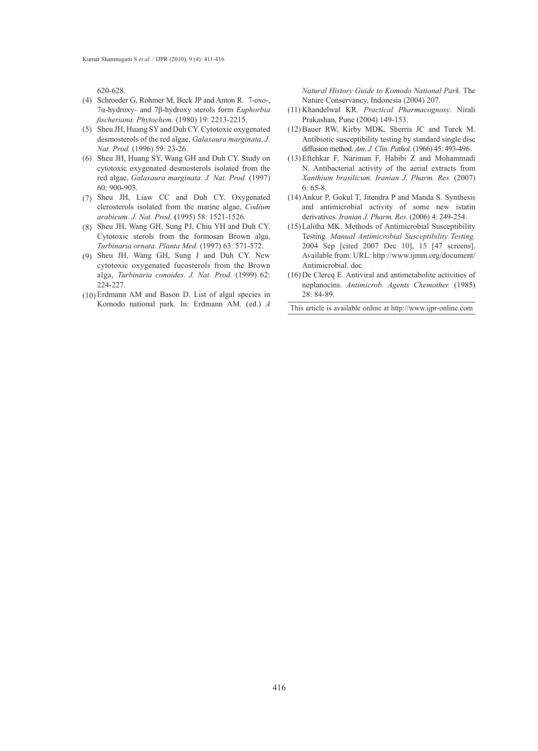620-628.

(4) Schroeder G, Rohmer M, Beck JP and Anton R. 7-oxo-, 7α-hydroxy- and 7β-hydroxy sterols form *Euphorbia fischeriana. Phytochem.* (1980) 19: 2213-2215.

(5) Sheu JH, Huang SY and Duh CY. Cytotoxic oxygenated desmosterols of the red algae, *Galaxaura marginata*. *J. Nat. Prod.* (1996) 59: 23-26.

(6) Sheu JH, Huang SY, Wang GH and Duh CY. Study on cytotoxic oxygenated desmosterols isolated from the red algae, *Galaxaura marginata*. *J. Nat. Prod.* (1997) 60: 900-903.

(7) Sheu JH, Liaw CC and Duh CY. Oxygenated clerosterols isolated from the marine algae, *Codium arabicum*. *J. Nat. Prod.* **(**1995) 58: 1521-1526.

(8) Sheu JH, Wang GH, Sung PJ, Chiu YH and Duh CY. Cytotoxic sterols from the formosan Brown alga, *Turbinaria ornata*. *Planta Med.* (1997) 63: 571-572.

(9) Sheu JH, Wang GH, Sung J and Duh CY. New cytotoxic oxygenated fucosterols from the Brown alga, *Turbinaria conoides*. *J. Nat. Prod.* (1999) 62: 224-227.

(10) Erdmann AM and Bason D. List of algal species in Komodo national park. In: Erdmann AM. (ed.) *A Natural History Guide to Komodo National Park.* The Nature Conservancy, Indonesia (2004) 207.

(11) Khandelwal KR. *Practical Pharmacognosy*. Nirali Prakashan, Pune (2004) 149-153.

(12) Bauer RW, Kirby MDK, Sherris JC and Turck M. Antibiotic susceptibility testing by standard single disc diffusion method. *Am. J. Clin. Pathol.* (1966) 45: 493-496.

(13) Eftehkar F, Nariman F, Habibi Z and Mohammadi N. Antibacterial activity of the aerial extracts from *Xanthium brasilicum. Iranian J. Pharm. Res.* (2007) 6: 65-8.

(14) Ankur P, Gokul T, Jitendra P and Manda S. Synthesis and antimicrobial activity of some new istatin derivatives. *Iranian J. Pharm. Res.* (2006) 4: 249-254.

(15) Lalitha MK. Methods of Antimicrobial Susceptibility Testing. *Manual Antimicrobial Susceptibility Testing.* 2004 Sep [cited 2007 Dec 10], 15 [47 screens]. Available from: URL: http://www.ijmm.org/document/Antimicrobial. doc.

(16) De Clercq E. Antiviral and antimetabolite activities of neplanocins. *Antimicrob. Agents Chemother.* (1985) 28: 84-89.

This article is available online at http://www.ijpr-online.com